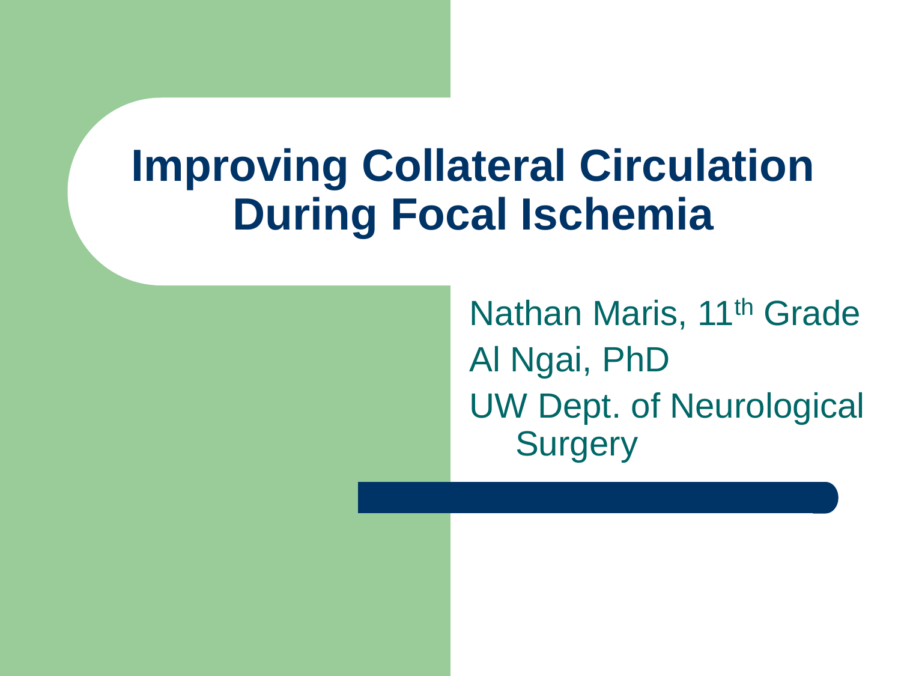# Improving Collateral Circulation During Focal Ischemia

Nathan Maris, 11th Grade

Al Ngai, PhD

UW Dept. of Neurological Surgery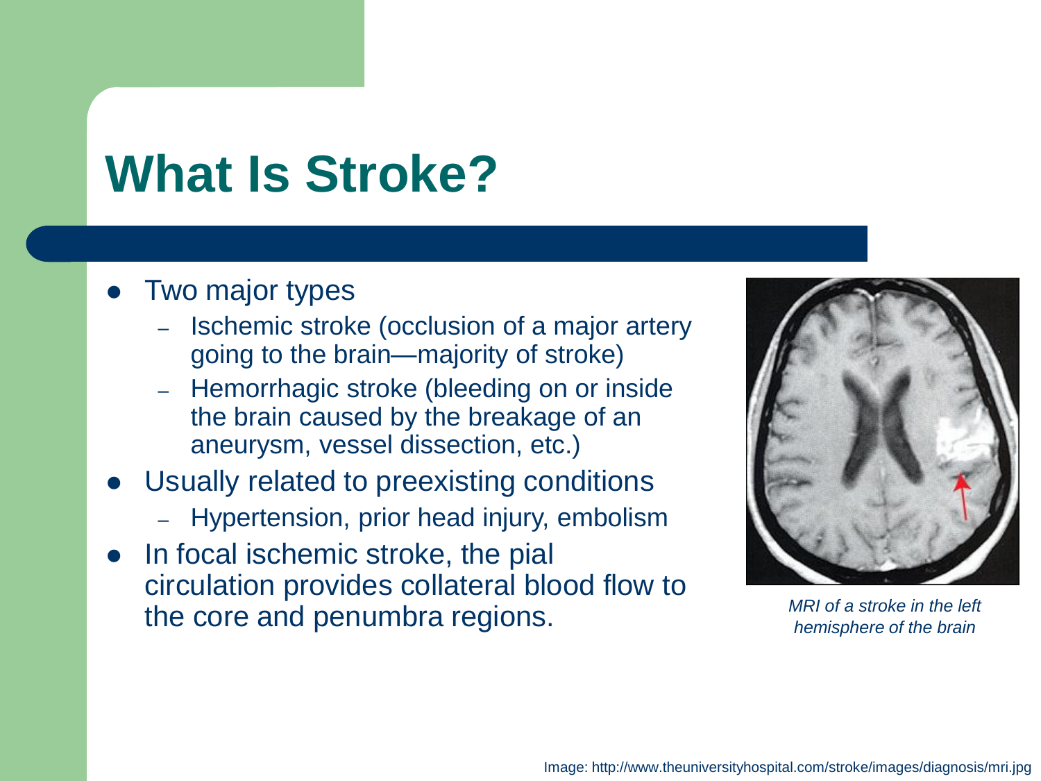# What Is Stroke?

- Two major types
  - Ischemic stroke (occlusion of a major artery going to the brain—majority of stroke)
  - Hemorrhagic stroke (bleeding on or inside the brain caused by the breakage of an aneurysm, vessel dissection, etc.)
- Usually related to preexisting conditions
  - Hypertension, prior head injury, embolism
- In focal ischemic stroke, the pial circulation provides collateral blood flow to the core and penumbra regions.

*MRI of a stroke in the left hemisphere of the brain*

Image: http://www.theuniversityhospital.com/stroke/images/diagnosis/mri.jpg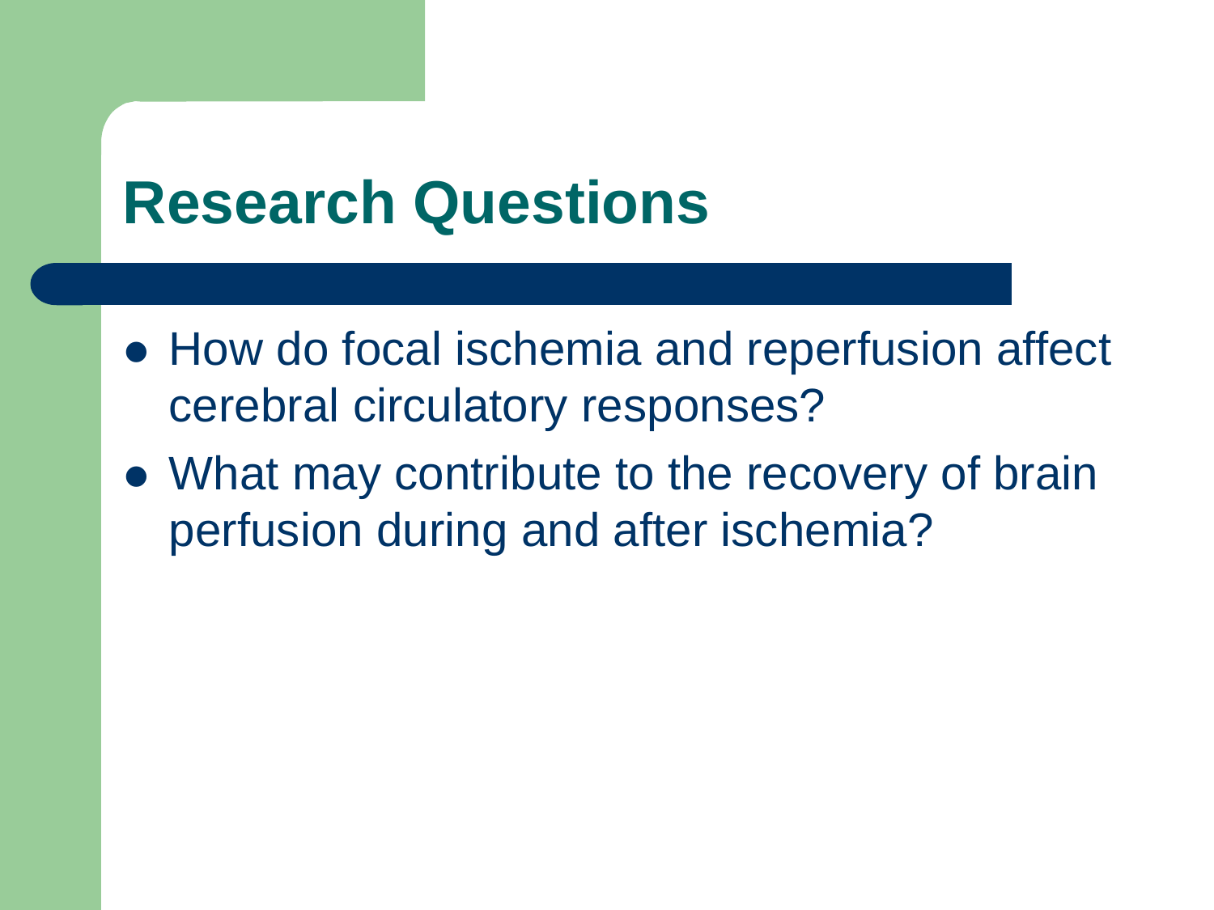# Research Questions

- How do focal ischemia and reperfusion affect cerebral circulatory responses?
- What may contribute to the recovery of brain perfusion during and after ischemia?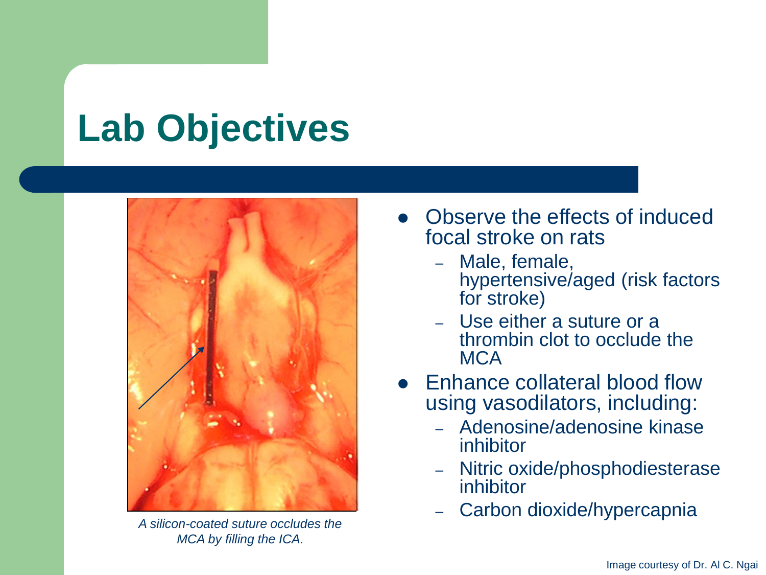# Lab Objectives

A silicon-coated suture occludes the MCA by filling the ICA.

- Observe the effects of induced focal stroke on rats
  - Male, female, hypertensive/aged (risk factors for stroke)
  - Use either a suture or a thrombin clot to occlude the MCA
- Enhance collateral blood flow using vasodilators, including:
  - Adenosine/adenosine kinase inhibitor
  - Nitric oxide/phosphodiesterase inhibitor
  - Carbon dioxide/hypercapnia

Image courtesy of Dr. Al C. Ngai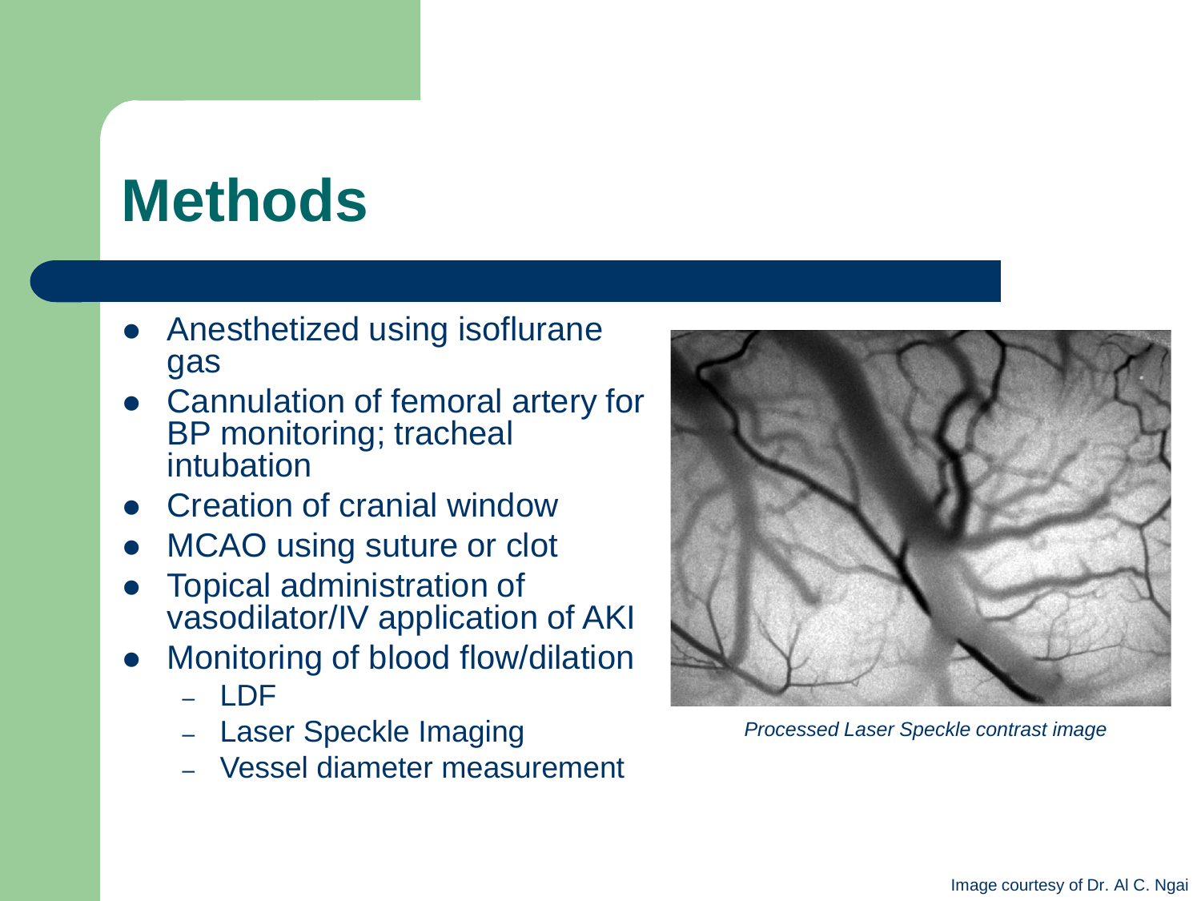# Methods

- Anesthetized using isoflurane gas
- Cannulation of femoral artery for BP monitoring; tracheal intubation
- Creation of cranial window
- MCAO using suture or clot
- Topical administration of vasodilator/IV application of AKI
- Monitoring of blood flow/dilation
  - LDF
  - Laser Speckle Imaging
  - Vessel diameter measurement

*Processed Laser Speckle contrast image*

Image courtesy of Dr. Al C. Ngai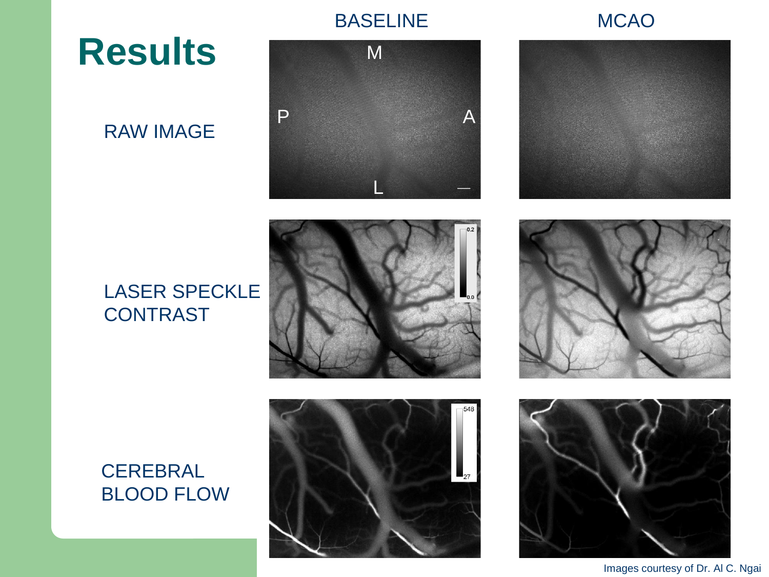# Results

BASELINE

MCAO

RAW IMAGE

M

P

A

L

LASER SPECKLE CONTRAST

0.2

0.0

CEREBRAL BLOOD FLOW

548

27

Images courtesy of Dr. Al C. Ngai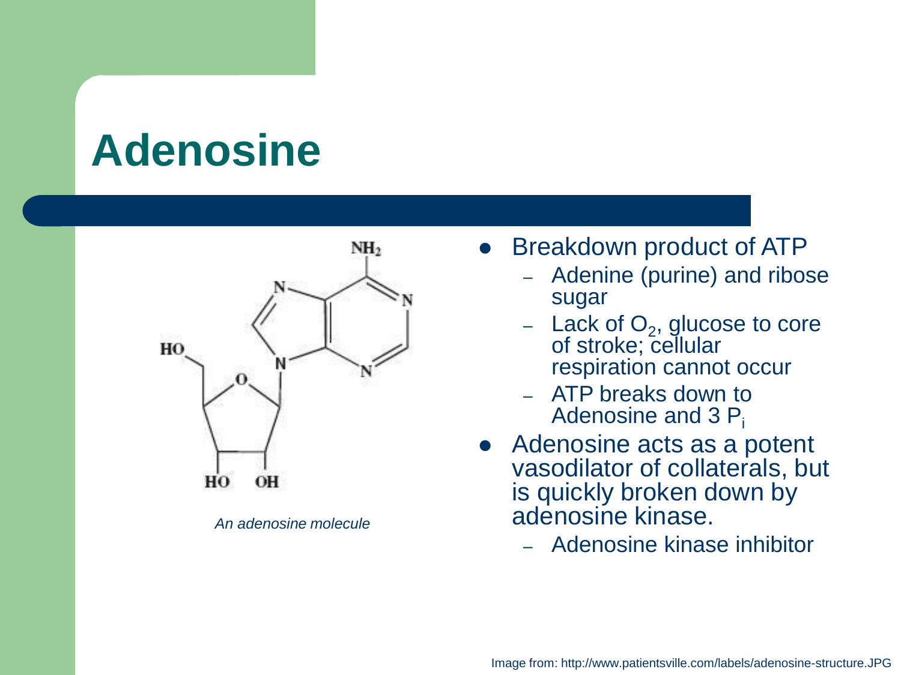# Adenosine

*An adenosine molecule*

- Breakdown product of ATP
  - Adenine (purine) and ribose sugar
  - Lack of $O_2$, glucose to core of stroke; cellular respiration cannot occur
  - ATP breaks down to Adenosine and 3 $P_i$
- Adenosine acts as a potent vasodilator of collaterals, but is quickly broken down by adenosine kinase.
  - Adenosine kinase inhibitor

Image from: http://www.patientsville.com/labels/adenosine-structure.JPG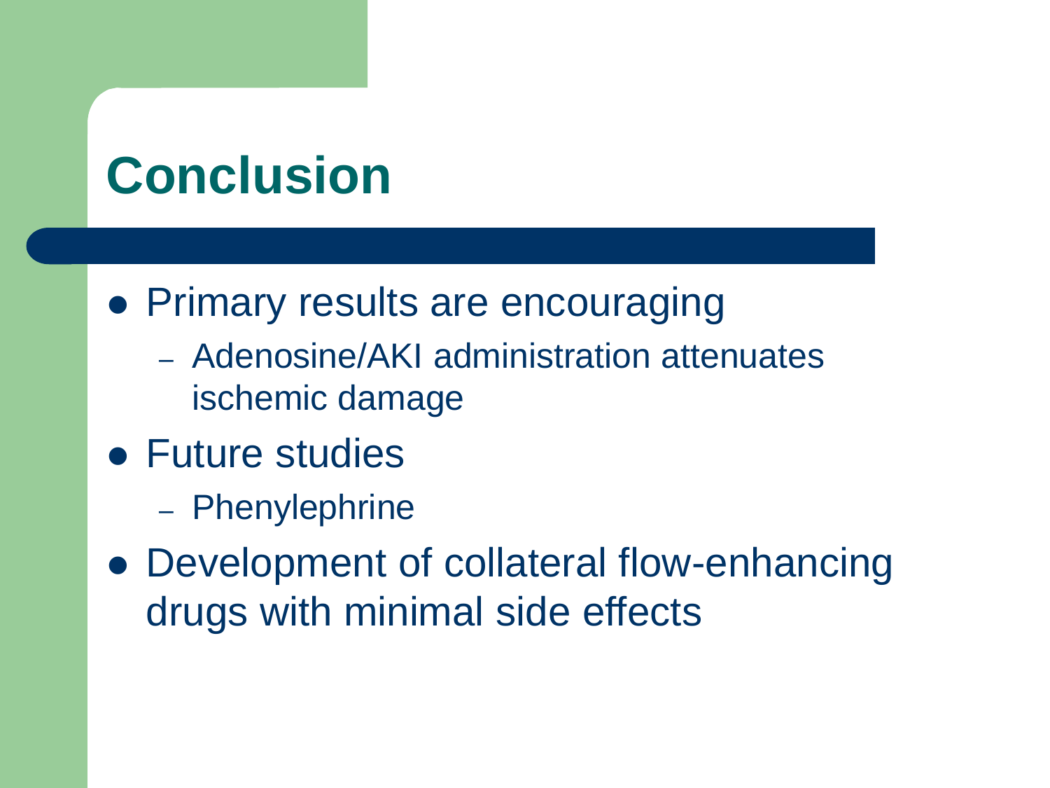# Conclusion

- Primary results are encouraging
  - Adenosine/AKI administration attenuates ischemic damage
- Future studies
  - Phenylephrine
- Development of collateral flow-enhancing drugs with minimal side effects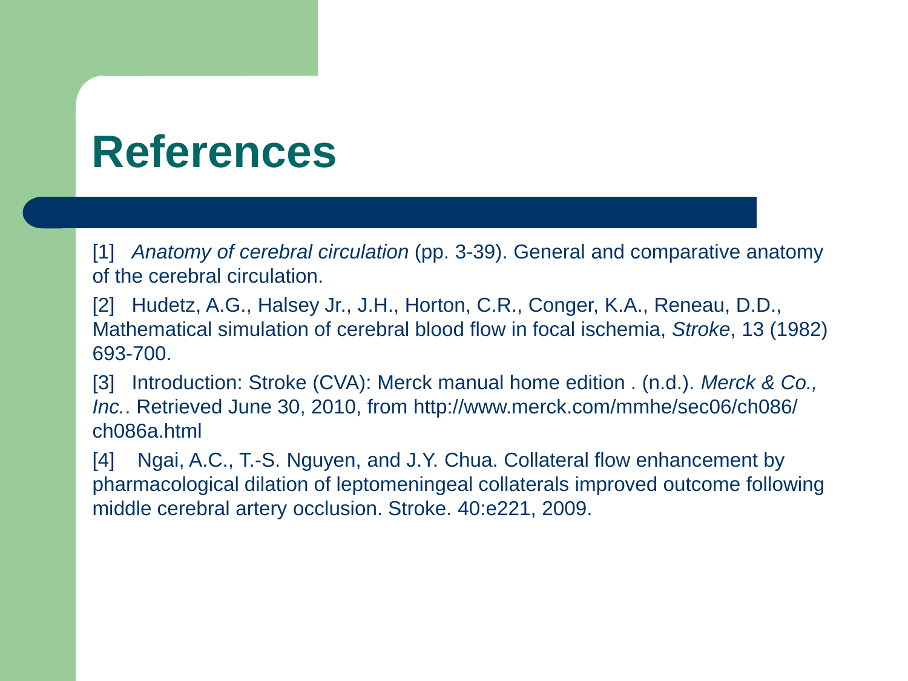# References

[1] *Anatomy of cerebral circulation* (pp. 3-39). General and comparative anatomy of the cerebral circulation.

[2] Hudetz, A.G., Halsey Jr., J.H., Horton, C.R., Conger, K.A., Reneau, D.D., Mathematical simulation of cerebral blood flow in focal ischemia, *Stroke*, 13 (1982) 693-700.

[3] Introduction: Stroke (CVA): Merck manual home edition . (n.d.). *Merck & Co., Inc.*. Retrieved June 30, 2010, from http://www.merck.com/mmhe/sec06/ch086/ch086a.html

[4] Ngai, A.C., T.-S. Nguyen, and J.Y. Chua. Collateral flow enhancement by pharmacological dilation of leptomeningeal collaterals improved outcome following middle cerebral artery occlusion. Stroke. 40:e221, 2009.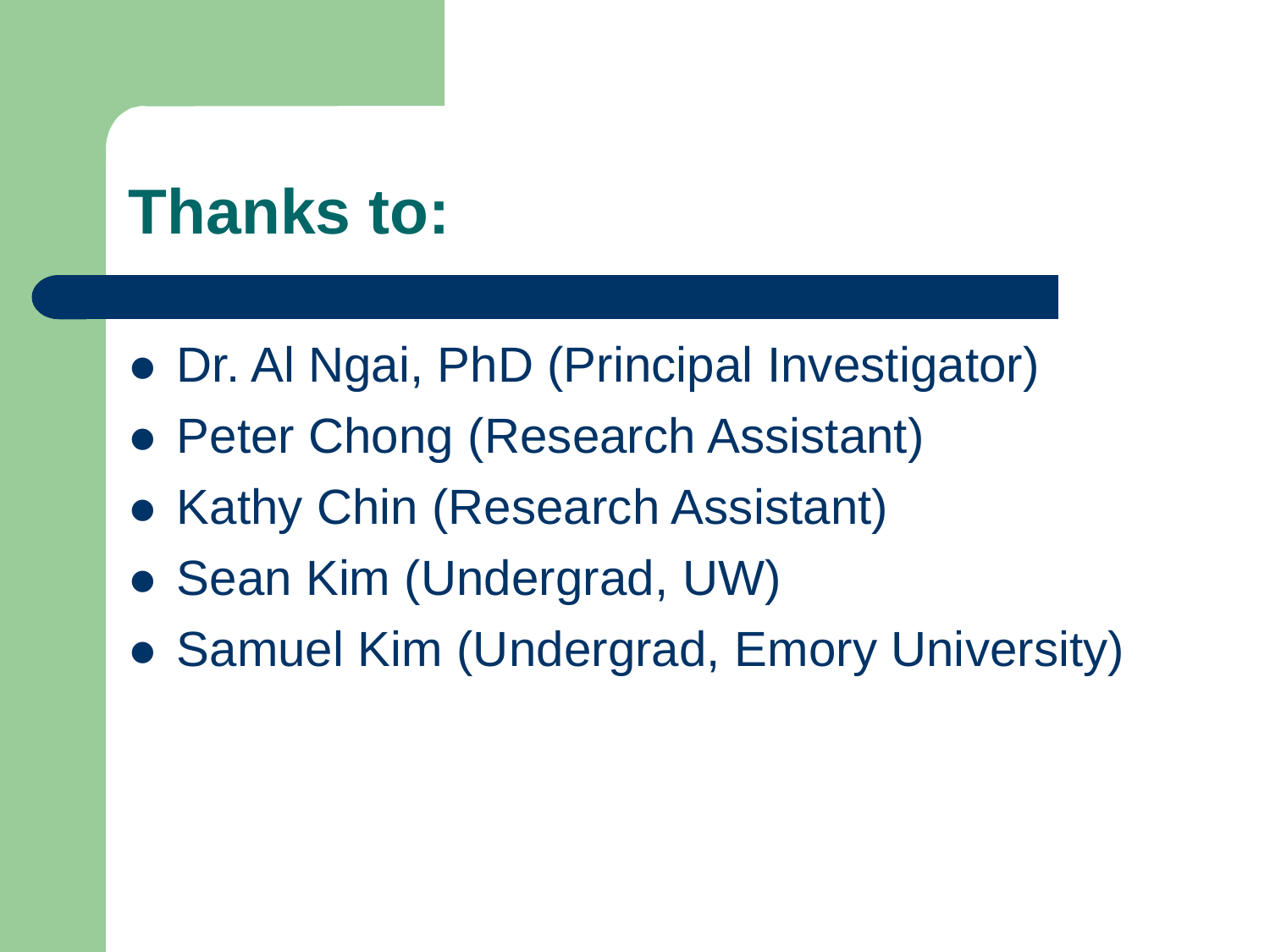# Thanks to:

- Dr. Al Ngai, PhD (Principal Investigator)
- Peter Chong (Research Assistant)
- Kathy Chin (Research Assistant)
- Sean Kim (Undergrad, UW)
- Samuel Kim (Undergrad, Emory University)